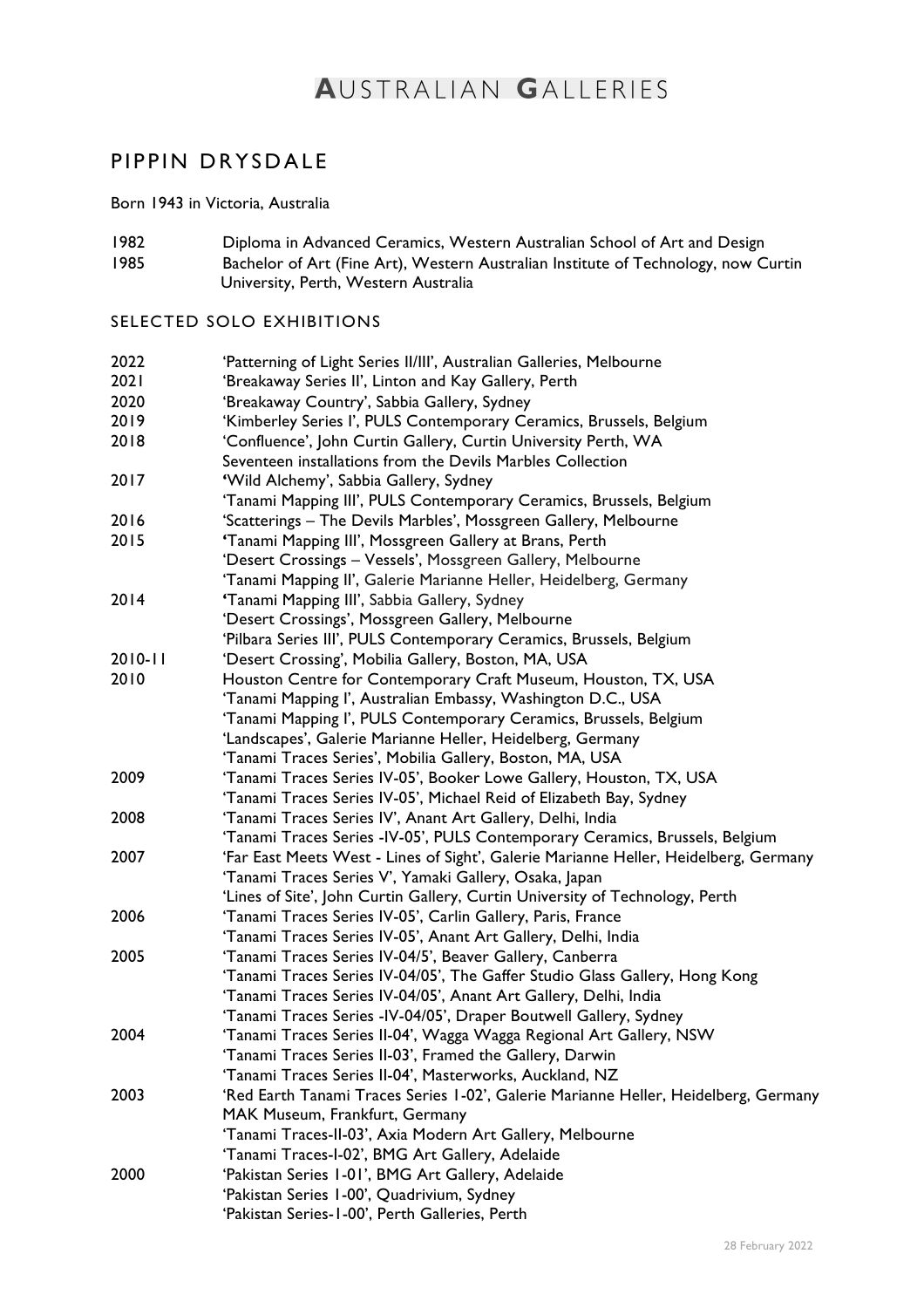# AUSTRALIAN GALLERIES

## PIPPIN DRYSDALE

Born 1943 in Victoria, Australia

1982 Diploma in Advanced Ceramics, Western Australian School of Art and Design
1985 Bachelor of Art (Fine Art), Western Australian Institute of Technology, now Curtin University, Perth, Western Australia

### SELECTED SOLO EXHIBITIONS

2022 'Patterning of Light Series II/III', Australian Galleries, Melbourne
2021 'Breakaway Series II', Linton and Kay Gallery, Perth
2020 'Breakaway Country', Sabbia Gallery, Sydney
2019 'Kimberley Series I', PULS Contemporary Ceramics, Brussels, Belgium
2018 'Confluence', John Curtin Gallery, Curtin University Perth, WA
Seventeen installations from the Devils Marbles Collection
2017 'Wild Alchemy', Sabbia Gallery, Sydney
'Tanami Mapping III', PULS Contemporary Ceramics, Brussels, Belgium
2016 'Scatterings – The Devils Marbles', Mossgreen Gallery, Melbourne
2015 'Tanami Mapping III', Mossgreen Gallery at Brans, Perth
'Desert Crossings – Vessels', Mossgreen Gallery, Melbourne
'Tanami Mapping II', Galerie Marianne Heller, Heidelberg, Germany
2014 'Tanami Mapping III', Sabbia Gallery, Sydney
'Desert Crossings', Mossgreen Gallery, Melbourne
'Pilbara Series III', PULS Contemporary Ceramics, Brussels, Belgium
2010-11 'Desert Crossing', Mobilia Gallery, Boston, MA, USA
2010 Houston Centre for Contemporary Craft Museum, Houston, TX, USA
'Tanami Mapping I', Australian Embassy, Washington D.C., USA
'Tanami Mapping I', PULS Contemporary Ceramics, Brussels, Belgium
'Landscapes', Galerie Marianne Heller, Heidelberg, Germany
'Tanami Traces Series', Mobilia Gallery, Boston, MA, USA
2009 'Tanami Traces Series IV-05', Booker Lowe Gallery, Houston, TX, USA
'Tanami Traces Series IV-05', Michael Reid of Elizabeth Bay, Sydney
2008 'Tanami Traces Series IV', Anant Art Gallery, Delhi, India
'Tanami Traces Series -IV-05', PULS Contemporary Ceramics, Brussels, Belgium
2007 'Far East Meets West - Lines of Sight', Galerie Marianne Heller, Heidelberg, Germany
'Tanami Traces Series V', Yamaki Gallery, Osaka, Japan
'Lines of Site', John Curtin Gallery, Curtin University of Technology, Perth
2006 'Tanami Traces Series IV-05', Carlin Gallery, Paris, France
'Tanami Traces Series IV-05', Anant Art Gallery, Delhi, India
2005 'Tanami Traces Series IV-04/5', Beaver Gallery, Canberra
'Tanami Traces Series IV-04/05', The Gaffer Studio Glass Gallery, Hong Kong
'Tanami Traces Series IV-04/05', Anant Art Gallery, Delhi, India
'Tanami Traces Series -IV-04/05', Draper Boutwell Gallery, Sydney
2004 'Tanami Traces Series II-04', Wagga Wagga Regional Art Gallery, NSW
'Tanami Traces Series II-03', Framed the Gallery, Darwin
'Tanami Traces Series II-04', Masterworks, Auckland, NZ
2003 'Red Earth Tanami Traces Series 1-02', Galerie Marianne Heller, Heidelberg, Germany
MAK Museum, Frankfurt, Germany
'Tanami Traces-II-03', Axia Modern Art Gallery, Melbourne
'Tanami Traces-I-02', BMG Art Gallery, Adelaide
2000 'Pakistan Series 1-01', BMG Art Gallery, Adelaide
'Pakistan Series 1-00', Quadrivium, Sydney
'Pakistan Series-1-00', Perth Galleries, Perth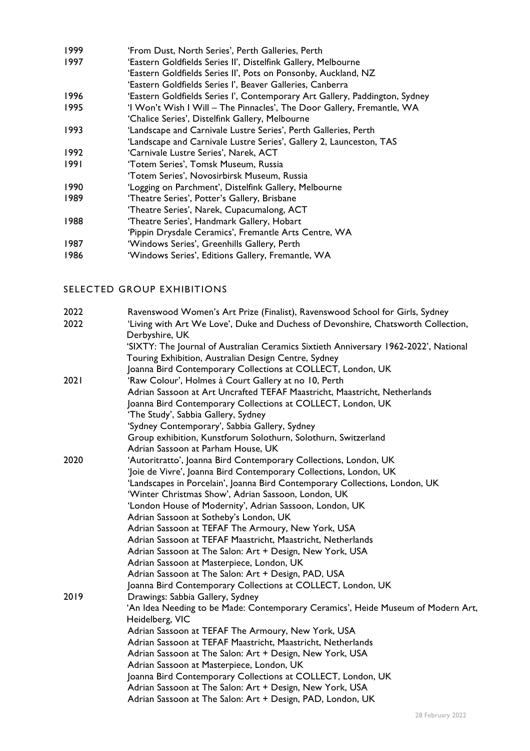| | |
|---|---|
| 1999 | 'From Dust, North Series', Perth Galleries, Perth |
| 1997 | 'Eastern Goldfields Series II', Distelfink Gallery, Melbourne |
| | 'Eastern Goldfields Series II', Pots on Ponsonby, Auckland, NZ |
| | 'Eastern Goldfields Series I', Beaver Galleries, Canberra |
| 1996 | 'Eastern Goldfields Series I', Contemporary Art Gallery, Paddington, Sydney |
| 1995 | 'I Won't Wish I Will – The Pinnacles', The Door Gallery, Fremantle, WA |
| | 'Chalice Series', Distelfink Gallery, Melbourne |
| 1993 | 'Landscape and Carnivale Lustre Series', Perth Galleries, Perth |
| | 'Landscape and Carnivale Lustre Series', Gallery 2, Launceston, TAS |
| 1992 | 'Carnivale Lustre Series', Narek, ACT |
| 1991 | 'Totem Series', Tomsk Museum, Russia |
| | 'Totem Series', Novosirbirsk Museum, Russia |
| 1990 | 'Logging on Parchment', Distelfink Gallery, Melbourne |
| 1989 | 'Theatre Series', Potter's Gallery, Brisbane |
| | 'Theatre Series', Narek, Cupacumalong, ACT |
| 1988 | 'Theatre Series', Handmark Gallery, Hobart |
| | 'Pippin Drysdale Ceramics', Fremantle Arts Centre, WA |
| 1987 | 'Windows Series', Greenhills Gallery, Perth |
| 1986 | 'Windows Series', Editions Gallery, Fremantle, WA |

## SELECTED GROUP EXHIBITIONS

| | |
|---|---|
| 2022 | Ravenswood Women's Art Prize (Finalist), Ravenswood School for Girls, Sydney |
| 2022 | 'Living with Art We Love', Duke and Duchess of Devonshire, Chatsworth Collection, Derbyshire, UK |
| | 'SIXTY: The Journal of Australian Ceramics Sixtieth Anniversary 1962-2022', National Touring Exhibition, Australian Design Centre, Sydney |
| | Joanna Bird Contemporary Collections at COLLECT, London, UK |
| 2021 | 'Raw Colour', Holmes à Court Gallery at no 10, Perth |
| | Adrian Sassoon at Art Uncrafted TEFAF Maastricht, Maastricht, Netherlands |
| | Joanna Bird Contemporary Collections at COLLECT, London, UK |
| | 'The Study', Sabbia Gallery, Sydney |
| | 'Sydney Contemporary', Sabbia Gallery, Sydney |
| | Group exhibition, Kunstforum Solothurn, Solothurn, Switzerland |
| | Adrian Sassoon at Parham House, UK |
| 2020 | 'Autoritratto', Joanna Bird Contemporary Collections, London, UK |
| | 'Joie de Vivre', Joanna Bird Contemporary Collections, London, UK |
| | 'Landscapes in Porcelain', Joanna Bird Contemporary Collections, London, UK |
| | 'Winter Christmas Show', Adrian Sassoon, London, UK |
| | 'London House of Modernity', Adrian Sassoon, London, UK |
| | Adrian Sassoon at Sotheby's London, UK |
| | Adrian Sassoon at TEFAF The Armoury, New York, USA |
| | Adrian Sassoon at TEFAF Maastricht, Maastricht, Netherlands |
| | Adrian Sassoon at The Salon: Art + Design, New York, USA |
| | Adrian Sassoon at Masterpiece, London, UK |
| | Adrian Sassoon at The Salon: Art + Design, PAD, USA |
| | Joanna Bird Contemporary Collections at COLLECT, London, UK |
| 2019 | Drawings: Sabbia Gallery, Sydney |
| | 'An Idea Needing to be Made: Contemporary Ceramics', Heide Museum of Modern Art, Heidelberg, VIC |
| | Adrian Sassoon at TEFAF The Armoury, New York, USA |
| | Adrian Sassoon at TEFAF Maastricht, Maastricht, Netherlands |
| | Adrian Sassoon at The Salon: Art + Design, New York, USA |
| | Adrian Sassoon at Masterpiece, London, UK |
| | Joanna Bird Contemporary Collections at COLLECT, London, UK |
| | Adrian Sassoon at The Salon: Art + Design, New York, USA |
| | Adrian Sassoon at The Salon: Art + Design, PAD, London, UK |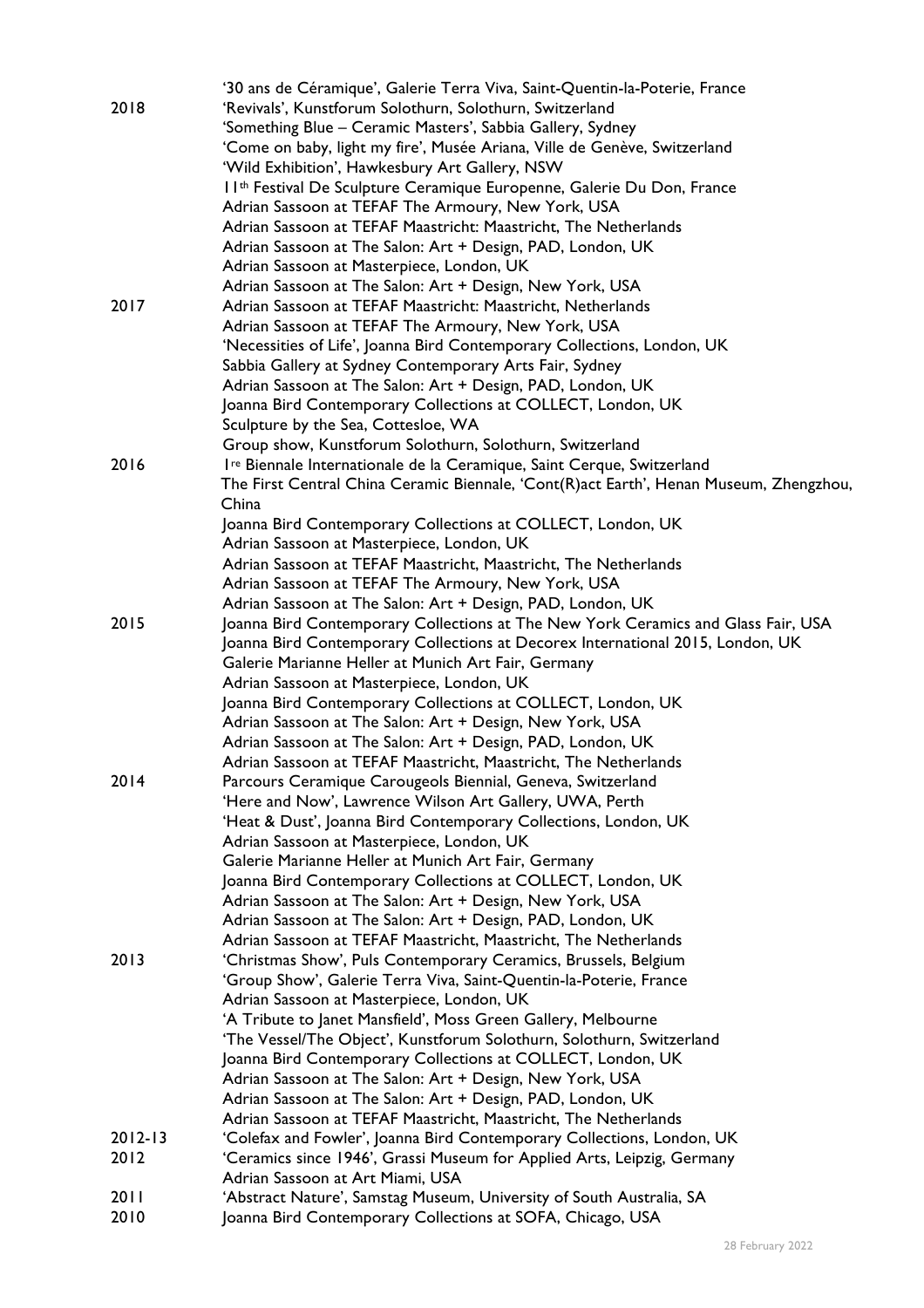| | |
|---|---|
| | '30 ans de Céramique', Galerie Terra Viva, Saint-Quentin-la-Poterie, France |
| 2018 | 'Revivals', Kunstforum Solothurn, Solothurn, Switzerland |
| | 'Something Blue – Ceramic Masters', Sabbia Gallery, Sydney |
| | 'Come on baby, light my fire', Musée Ariana, Ville de Genève, Switzerland |
| | 'Wild Exhibition', Hawkesbury Art Gallery, NSW |
| | 11th Festival De Sculpture Ceramique Europenne, Galerie Du Don, France |
| | Adrian Sassoon at TEFAF The Armoury, New York, USA |
| | Adrian Sassoon at TEFAF Maastricht: Maastricht, The Netherlands |
| | Adrian Sassoon at The Salon: Art + Design, PAD, London, UK |
| | Adrian Sassoon at Masterpiece, London, UK |
| | Adrian Sassoon at The Salon: Art + Design, New York, USA |
| 2017 | Adrian Sassoon at TEFAF Maastricht: Maastricht, Netherlands |
| | Adrian Sassoon at TEFAF The Armoury, New York, USA |
| | 'Necessities of Life', Joanna Bird Contemporary Collections, London, UK |
| | Sabbia Gallery at Sydney Contemporary Arts Fair, Sydney |
| | Adrian Sassoon at The Salon: Art + Design, PAD, London, UK |
| | Joanna Bird Contemporary Collections at COLLECT, London, UK |
| | Sculpture by the Sea, Cottesloe, WA |
| | Group show, Kunstforum Solothurn, Solothurn, Switzerland |
| 2016 | 1re Biennale Internationale de la Ceramique, Saint Cerque, Switzerland |
| | The First Central China Ceramic Biennale, 'Cont(R)act Earth', Henan Museum, Zhengzhou, China |
| | Joanna Bird Contemporary Collections at COLLECT, London, UK |
| | Adrian Sassoon at Masterpiece, London, UK |
| | Adrian Sassoon at TEFAF Maastricht, Maastricht, The Netherlands |
| | Adrian Sassoon at TEFAF The Armoury, New York, USA |
| | Adrian Sassoon at The Salon: Art + Design, PAD, London, UK |
| 2015 | Joanna Bird Contemporary Collections at The New York Ceramics and Glass Fair, USA |
| | Joanna Bird Contemporary Collections at Decorex International 2015, London, UK |
| | Galerie Marianne Heller at Munich Art Fair, Germany |
| | Adrian Sassoon at Masterpiece, London, UK |
| | Joanna Bird Contemporary Collections at COLLECT, London, UK |
| | Adrian Sassoon at The Salon: Art + Design, New York, USA |
| | Adrian Sassoon at The Salon: Art + Design, PAD, London, UK |
| | Adrian Sassoon at TEFAF Maastricht, Maastricht, The Netherlands |
| 2014 | Parcours Ceramique Carougeols Biennial, Geneva, Switzerland |
| | 'Here and Now', Lawrence Wilson Art Gallery, UWA, Perth |
| | 'Heat & Dust', Joanna Bird Contemporary Collections, London, UK |
| | Adrian Sassoon at Masterpiece, London, UK |
| | Galerie Marianne Heller at Munich Art Fair, Germany |
| | Joanna Bird Contemporary Collections at COLLECT, London, UK |
| | Adrian Sassoon at The Salon: Art + Design, New York, USA |
| | Adrian Sassoon at The Salon: Art + Design, PAD, London, UK |
| | Adrian Sassoon at TEFAF Maastricht, Maastricht, The Netherlands |
| 2013 | 'Christmas Show', Puls Contemporary Ceramics, Brussels, Belgium |
| | 'Group Show', Galerie Terra Viva, Saint-Quentin-la-Poterie, France |
| | Adrian Sassoon at Masterpiece, London, UK |
| | 'A Tribute to Janet Mansfield', Moss Green Gallery, Melbourne |
| | 'The Vessel/The Object', Kunstforum Solothurn, Solothurn, Switzerland |
| | Joanna Bird Contemporary Collections at COLLECT, London, UK |
| | Adrian Sassoon at The Salon: Art + Design, New York, USA |
| | Adrian Sassoon at The Salon: Art + Design, PAD, London, UK |
| | Adrian Sassoon at TEFAF Maastricht, Maastricht, The Netherlands |
| 2012-13 | 'Colefax and Fowler', Joanna Bird Contemporary Collections, London, UK |
| 2012 | 'Ceramics since 1946', Grassi Museum for Applied Arts, Leipzig, Germany |
| | Adrian Sassoon at Art Miami, USA |
| 2011 | 'Abstract Nature', Samstag Museum, University of South Australia, SA |
| 2010 | Joanna Bird Contemporary Collections at SOFA, Chicago, USA |

28 February 2022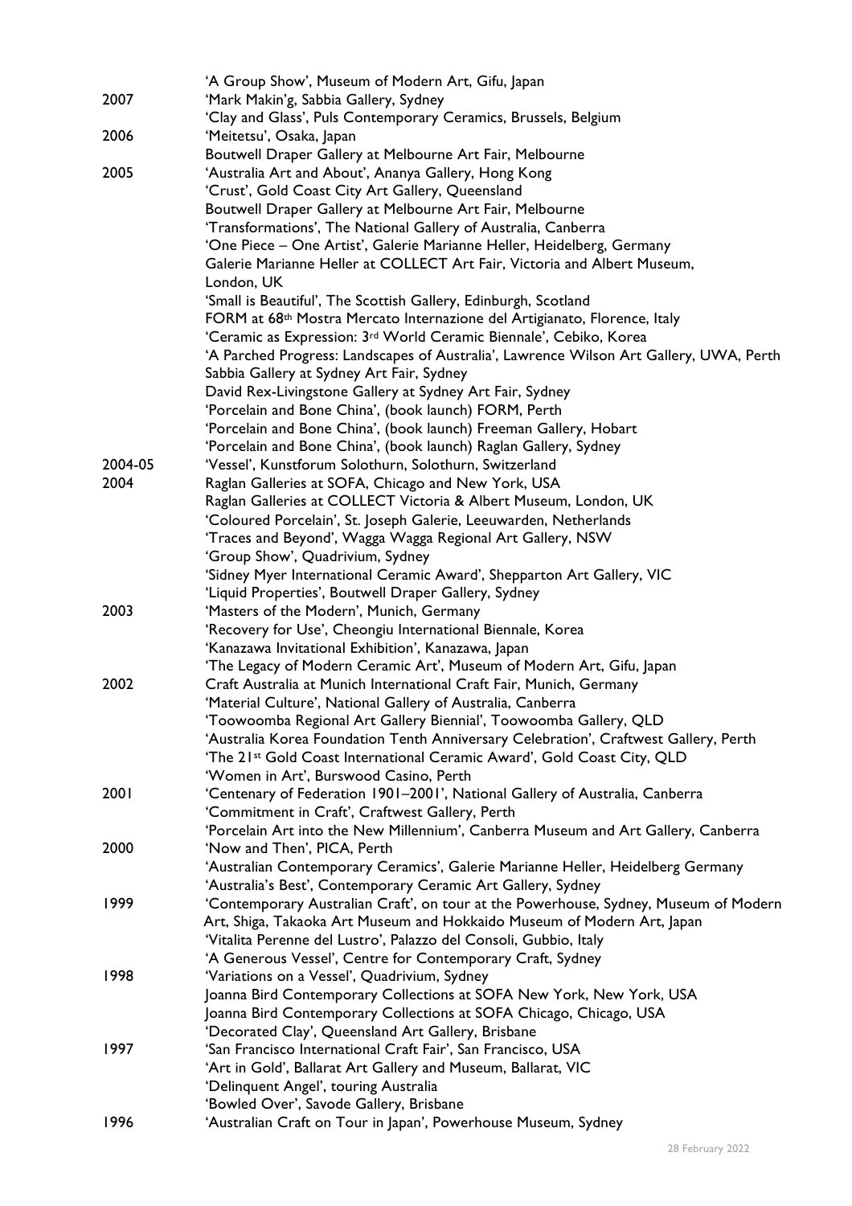| | |
|---|---|
| | 'A Group Show', Museum of Modern Art, Gifu, Japan |
| 2007 | 'Mark Makin'g, Sabbia Gallery, Sydney |
| | 'Clay and Glass', Puls Contemporary Ceramics, Brussels, Belgium |
| 2006 | 'Meitetsu', Osaka, Japan |
| | Boutwell Draper Gallery at Melbourne Art Fair, Melbourne |
| 2005 | 'Australia Art and About', Ananya Gallery, Hong Kong |
| | 'Crust', Gold Coast City Art Gallery, Queensland |
| | Boutwell Draper Gallery at Melbourne Art Fair, Melbourne |
| | 'Transformations', The National Gallery of Australia, Canberra |
| | 'One Piece – One Artist', Galerie Marianne Heller, Heidelberg, Germany |
| | Galerie Marianne Heller at COLLECT Art Fair, Victoria and Albert Museum, London, UK |
| | 'Small is Beautiful', The Scottish Gallery, Edinburgh, Scotland |
| | FORM at 68th Mostra Mercato Internazione del Artigianato, Florence, Italy |
| | 'Ceramic as Expression: 3rd World Ceramic Biennale', Cebiko, Korea |
| | 'A Parched Progress: Landscapes of Australia', Lawrence Wilson Art Gallery, UWA, Perth |
| | Sabbia Gallery at Sydney Art Fair, Sydney |
| | David Rex-Livingstone Gallery at Sydney Art Fair, Sydney |
| | 'Porcelain and Bone China', (book launch) FORM, Perth |
| | 'Porcelain and Bone China', (book launch) Freeman Gallery, Hobart |
| | 'Porcelain and Bone China', (book launch) Raglan Gallery, Sydney |
| 2004-05 | 'Vessel', Kunstforum Solothurn, Solothurn, Switzerland |
| 2004 | Raglan Galleries at SOFA, Chicago and New York, USA |
| | Raglan Galleries at COLLECT Victoria & Albert Museum, London, UK |
| | 'Coloured Porcelain', St. Joseph Galerie, Leeuwarden, Netherlands |
| | 'Traces and Beyond', Wagga Wagga Regional Art Gallery, NSW |
| | 'Group Show', Quadrivium, Sydney |
| | 'Sidney Myer International Ceramic Award', Shepparton Art Gallery, VIC |
| | 'Liquid Properties', Boutwell Draper Gallery, Sydney |
| 2003 | 'Masters of the Modern', Munich, Germany |
| | 'Recovery for Use', Cheongiu International Biennale, Korea |
| | 'Kanazawa Invitational Exhibition', Kanazawa, Japan |
| | 'The Legacy of Modern Ceramic Art', Museum of Modern Art, Gifu, Japan |
| 2002 | Craft Australia at Munich International Craft Fair, Munich, Germany |
| | 'Material Culture', National Gallery of Australia, Canberra |
| | 'Toowoomba Regional Art Gallery Biennial', Toowoomba Gallery, QLD |
| | 'Australia Korea Foundation Tenth Anniversary Celebration', Craftwest Gallery, Perth |
| | 'The 21st Gold Coast International Ceramic Award', Gold Coast City, QLD |
| | 'Women in Art', Burswood Casino, Perth |
| 2001 | 'Centenary of Federation 1901–2001', National Gallery of Australia, Canberra |
| | 'Commitment in Craft', Craftwest Gallery, Perth |
| | 'Porcelain Art into the New Millennium', Canberra Museum and Art Gallery, Canberra |
| 2000 | 'Now and Then', PICA, Perth |
| | 'Australian Contemporary Ceramics', Galerie Marianne Heller, Heidelberg Germany |
| | 'Australia's Best', Contemporary Ceramic Art Gallery, Sydney |
| 1999 | 'Contemporary Australian Craft', on tour at the Powerhouse, Sydney, Museum of Modern Art, Shiga, Takaoka Art Museum and Hokkaido Museum of Modern Art, Japan |
| | 'Vitalita Perenne del Lustro', Palazzo del Consoli, Gubbio, Italy |
| | 'A Generous Vessel', Centre for Contemporary Craft, Sydney |
| 1998 | 'Variations on a Vessel', Quadrivium, Sydney |
| | Joanna Bird Contemporary Collections at SOFA New York, New York, USA |
| | Joanna Bird Contemporary Collections at SOFA Chicago, Chicago, USA |
| | 'Decorated Clay', Queensland Art Gallery, Brisbane |
| 1997 | 'San Francisco International Craft Fair', San Francisco, USA |
| | 'Art in Gold', Ballarat Art Gallery and Museum, Ballarat, VIC |
| | 'Delinquent Angel', touring Australia |
| | 'Bowled Over', Savode Gallery, Brisbane |
| 1996 | 'Australian Craft on Tour in Japan', Powerhouse Museum, Sydney |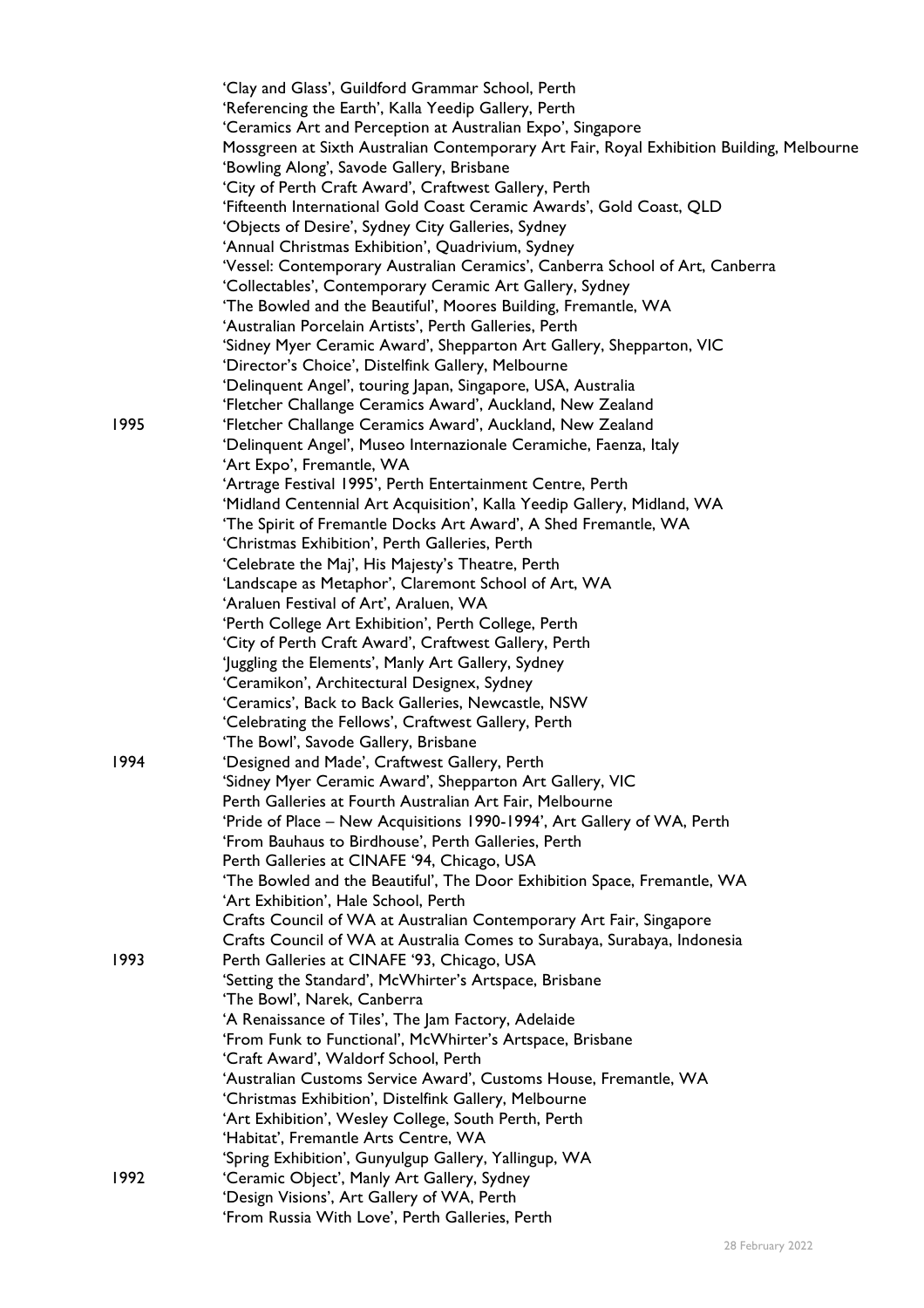'Clay and Glass', Guildford Grammar School, Perth
'Referencing the Earth', Kalla Yeedip Gallery, Perth
'Ceramics Art and Perception at Australian Expo', Singapore
Mossgreen at Sixth Australian Contemporary Art Fair, Royal Exhibition Building, Melbourne
'Bowling Along', Savode Gallery, Brisbane
'City of Perth Craft Award', Craftwest Gallery, Perth
'Fifteenth International Gold Coast Ceramic Awards', Gold Coast, QLD
'Objects of Desire', Sydney City Galleries, Sydney
'Annual Christmas Exhibition', Quadrivium, Sydney
'Vessel: Contemporary Australian Ceramics', Canberra School of Art, Canberra
'Collectables', Contemporary Ceramic Art Gallery, Sydney
'The Bowled and the Beautiful', Moores Building, Fremantle, WA
'Australian Porcelain Artists', Perth Galleries, Perth
'Sidney Myer Ceramic Award', Shepparton Art Gallery, Shepparton, VIC
'Director's Choice', Distelfink Gallery, Melbourne
'Delinquent Angel', touring Japan, Singapore, USA, Australia
'Fletcher Challange Ceramics Award', Auckland, New Zealand

1995
'Fletcher Challange Ceramics Award', Auckland, New Zealand
'Delinquent Angel', Museo Internazionale Ceramiche, Faenza, Italy
'Art Expo', Fremantle, WA
'Artrage Festival 1995', Perth Entertainment Centre, Perth
'Midland Centennial Art Acquisition', Kalla Yeedip Gallery, Midland, WA
'The Spirit of Fremantle Docks Art Award', A Shed Fremantle, WA
'Christmas Exhibition', Perth Galleries, Perth
'Celebrate the Maj', His Majesty's Theatre, Perth
'Landscape as Metaphor', Claremont School of Art, WA
'Araluen Festival of Art', Araluen, WA
'Perth College Art Exhibition', Perth College, Perth
'City of Perth Craft Award', Craftwest Gallery, Perth
'Juggling the Elements', Manly Art Gallery, Sydney
'Ceramikon', Architectural Designex, Sydney
'Ceramics', Back to Back Galleries, Newcastle, NSW
'Celebrating the Fellows', Craftwest Gallery, Perth
'The Bowl', Savode Gallery, Brisbane

1994
'Designed and Made', Craftwest Gallery, Perth
'Sidney Myer Ceramic Award', Shepparton Art Gallery, VIC
Perth Galleries at Fourth Australian Art Fair, Melbourne
'Pride of Place – New Acquisitions 1990-1994', Art Gallery of WA, Perth
'From Bauhaus to Birdhouse', Perth Galleries, Perth
Perth Galleries at CINAFE '94, Chicago, USA
'The Bowled and the Beautiful', The Door Exhibition Space, Fremantle, WA
'Art Exhibition', Hale School, Perth
Crafts Council of WA at Australian Contemporary Art Fair, Singapore
Crafts Council of WA at Australia Comes to Surabaya, Surabaya, Indonesia

1993
Perth Galleries at CINAFE '93, Chicago, USA
'Setting the Standard', McWhirter's Artspace, Brisbane
'The Bowl', Narek, Canberra
'A Renaissance of Tiles', The Jam Factory, Adelaide
'From Funk to Functional', McWhirter's Artspace, Brisbane
'Craft Award', Waldorf School, Perth
'Australian Customs Service Award', Customs House, Fremantle, WA
'Christmas Exhibition', Distelfink Gallery, Melbourne
'Art Exhibition', Wesley College, South Perth, Perth
'Habitat', Fremantle Arts Centre, WA
'Spring Exhibition', Gunyulgup Gallery, Yallingup, WA

1992
'Ceramic Object', Manly Art Gallery, Sydney
'Design Visions', Art Gallery of WA, Perth
'From Russia With Love', Perth Galleries, Perth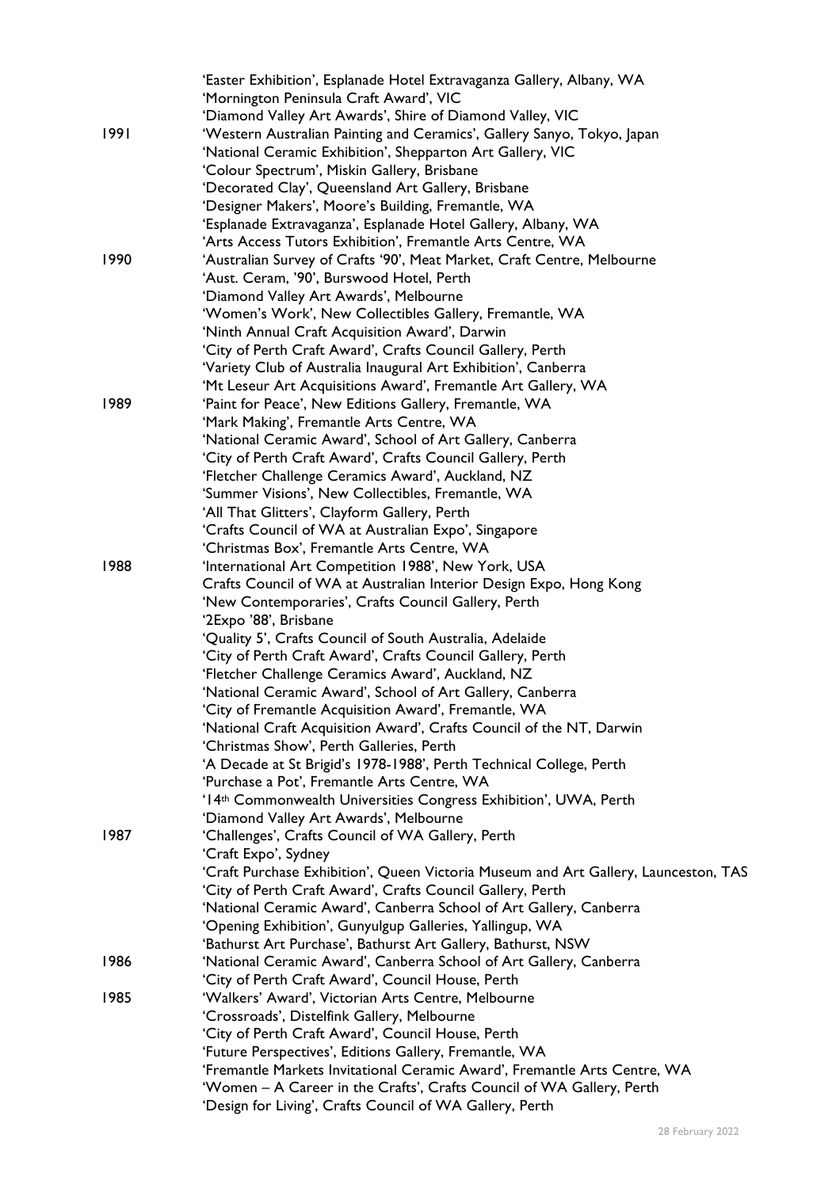| | |
|---|---|
| | 'Easter Exhibition', Esplanade Hotel Extravaganza Gallery, Albany, WA |
| | 'Mornington Peninsula Craft Award', VIC |
| | 'Diamond Valley Art Awards', Shire of Diamond Valley, VIC |
| 1991 | 'Western Australian Painting and Ceramics', Gallery Sanyo, Tokyo, Japan |
| | 'National Ceramic Exhibition', Shepparton Art Gallery, VIC |
| | 'Colour Spectrum', Miskin Gallery, Brisbane |
| | 'Decorated Clay', Queensland Art Gallery, Brisbane |
| | 'Designer Makers', Moore's Building, Fremantle, WA |
| | 'Esplanade Extravaganza', Esplanade Hotel Gallery, Albany, WA |
| | 'Arts Access Tutors Exhibition', Fremantle Arts Centre, WA |
| 1990 | 'Australian Survey of Crafts '90', Meat Market, Craft Centre, Melbourne |
| | 'Aust. Ceram, '90', Burswood Hotel, Perth |
| | 'Diamond Valley Art Awards', Melbourne |
| | 'Women's Work', New Collectibles Gallery, Fremantle, WA |
| | 'Ninth Annual Craft Acquisition Award', Darwin |
| | 'City of Perth Craft Award', Crafts Council Gallery, Perth |
| | 'Variety Club of Australia Inaugural Art Exhibition', Canberra |
| | 'Mt Leseur Art Acquisitions Award', Fremantle Art Gallery, WA |
| 1989 | 'Paint for Peace', New Editions Gallery, Fremantle, WA |
| | 'Mark Making', Fremantle Arts Centre, WA |
| | 'National Ceramic Award', School of Art Gallery, Canberra |
| | 'City of Perth Craft Award', Crafts Council Gallery, Perth |
| | 'Fletcher Challenge Ceramics Award', Auckland, NZ |
| | 'Summer Visions', New Collectibles, Fremantle, WA |
| | 'All That Glitters', Clayform Gallery, Perth |
| | 'Crafts Council of WA at Australian Expo', Singapore |
| | 'Christmas Box', Fremantle Arts Centre, WA |
| 1988 | 'International Art Competition 1988', New York, USA |
| | Crafts Council of WA at Australian Interior Design Expo, Hong Kong |
| | 'New Contemporaries', Crafts Council Gallery, Perth |
| | '2Expo '88', Brisbane |
| | 'Quality 5', Crafts Council of South Australia, Adelaide |
| | 'City of Perth Craft Award', Crafts Council Gallery, Perth |
| | 'Fletcher Challenge Ceramics Award', Auckland, NZ |
| | 'National Ceramic Award', School of Art Gallery, Canberra |
| | 'City of Fremantle Acquisition Award', Fremantle, WA |
| | 'National Craft Acquisition Award', Crafts Council of the NT, Darwin |
| | 'Christmas Show', Perth Galleries, Perth |
| | 'A Decade at St Brigid's 1978-1988', Perth Technical College, Perth |
| | 'Purchase a Pot', Fremantle Arts Centre, WA |
| | '14th Commonwealth Universities Congress Exhibition', UWA, Perth |
| | 'Diamond Valley Art Awards', Melbourne |
| 1987 | 'Challenges', Crafts Council of WA Gallery, Perth |
| | 'Craft Expo', Sydney |
| | 'Craft Purchase Exhibition', Queen Victoria Museum and Art Gallery, Launceston, TAS |
| | 'City of Perth Craft Award', Crafts Council Gallery, Perth |
| | 'National Ceramic Award', Canberra School of Art Gallery, Canberra |
| | 'Opening Exhibition', Gunyulgup Galleries, Yallingup, WA |
| | 'Bathurst Art Purchase', Bathurst Art Gallery, Bathurst, NSW |
| 1986 | 'National Ceramic Award', Canberra School of Art Gallery, Canberra |
| | 'City of Perth Craft Award', Council House, Perth |
| 1985 | 'Walkers' Award', Victorian Arts Centre, Melbourne |
| | 'Crossroads', Distelfink Gallery, Melbourne |
| | 'City of Perth Craft Award', Council House, Perth |
| | 'Future Perspectives', Editions Gallery, Fremantle, WA |
| | 'Fremantle Markets Invitational Ceramic Award', Fremantle Arts Centre, WA |
| | 'Women – A Career in the Crafts', Crafts Council of WA Gallery, Perth |
| | 'Design for Living', Crafts Council of WA Gallery, Perth |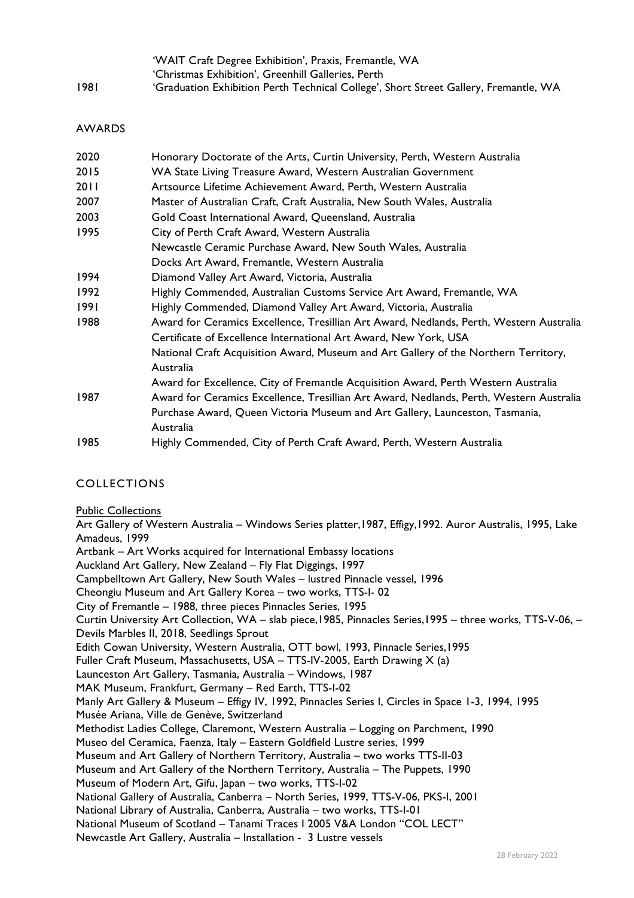| | |
|---|---|
| | 'WAIT Craft Degree Exhibition', Praxis, Fremantle, WA |
| | 'Christmas Exhibition', Greenhill Galleries, Perth |
| 1981 | 'Graduation Exhibition Perth Technical College', Short Street Gallery, Fremantle, WA |

## AWARDS

| | |
|---|---|
| 2020 | Honorary Doctorate of the Arts, Curtin University, Perth, Western Australia |
| 2015 | WA State Living Treasure Award, Western Australian Government |
| 2011 | Artsource Lifetime Achievement Award, Perth, Western Australia |
| 2007 | Master of Australian Craft, Craft Australia, New South Wales, Australia |
| 2003 | Gold Coast International Award, Queensland, Australia |
| 1995 | City of Perth Craft Award, Western Australia |
| | Newcastle Ceramic Purchase Award, New South Wales, Australia |
| | Docks Art Award, Fremantle, Western Australia |
| 1994 | Diamond Valley Art Award, Victoria, Australia |
| 1992 | Highly Commended, Australian Customs Service Art Award, Fremantle, WA |
| 1991 | Highly Commended, Diamond Valley Art Award, Victoria, Australia |
| 1988 | Award for Ceramics Excellence, Tresillian Art Award, Nedlands, Perth, Western Australia |
| | Certificate of Excellence International Art Award, New York, USA |
| | National Craft Acquisition Award, Museum and Art Gallery of the Northern Territory, Australia |
| | Award for Excellence, City of Fremantle Acquisition Award, Perth Western Australia |
| 1987 | Award for Ceramics Excellence, Tresillian Art Award, Nedlands, Perth, Western Australia |
| | Purchase Award, Queen Victoria Museum and Art Gallery, Launceston, Tasmania, Australia |
| 1985 | Highly Commended, City of Perth Craft Award, Perth, Western Australia |

## COLLECTIONS

Public Collections

Art Gallery of Western Australia – Windows Series platter,1987, Effigy,1992. Auror Australis, 1995, Lake Amadeus, 1999
Artbank – Art Works acquired for International Embassy locations
Auckland Art Gallery, New Zealand – Fly Flat Diggings, 1997
Campbelltown Art Gallery, New South Wales – lustred Pinnacle vessel, 1996
Cheongiu Museum and Art Gallery Korea – two works, TTS-I- 02
City of Fremantle – 1988, three pieces Pinnacles Series, 1995
Curtin University Art Collection, WA – slab piece,1985, Pinnacles Series,1995 – three works, TTS-V-06, – Devils Marbles II, 2018, Seedlings Sprout
Edith Cowan University, Western Australia, OTT bowl, 1993, Pinnacle Series,1995
Fuller Craft Museum, Massachusetts, USA – TTS-IV-2005, Earth Drawing X (a)
Launceston Art Gallery, Tasmania, Australia – Windows, 1987
MAK Museum, Frankfurt, Germany – Red Earth, TTS-I-02
Manly Art Gallery & Museum – Effigy IV, 1992, Pinnacles Series I, Circles in Space 1-3, 1994, 1995
Musée Ariana, Ville de Genève, Switzerland
Methodist Ladies College, Claremont, Western Australia – Logging on Parchment, 1990
Museo del Ceramica, Faenza, Italy – Eastern Goldfield Lustre series, 1999
Museum and Art Gallery of Northern Territory, Australia – two works TTS-II-03
Museum and Art Gallery of the Northern Territory, Australia – The Puppets, 1990
Museum of Modern Art, Gifu, Japan – two works, TTS-I-02
National Gallery of Australia, Canberra – North Series, 1999, TTS-V-06, PKS-I, 2001
National Library of Australia, Canberra, Australia – two works, TTS-I-01
National Museum of Scotland – Tanami Traces I 2005 V&A London "COL LECT"
Newcastle Art Gallery, Australia – Installation - 3 Lustre vessels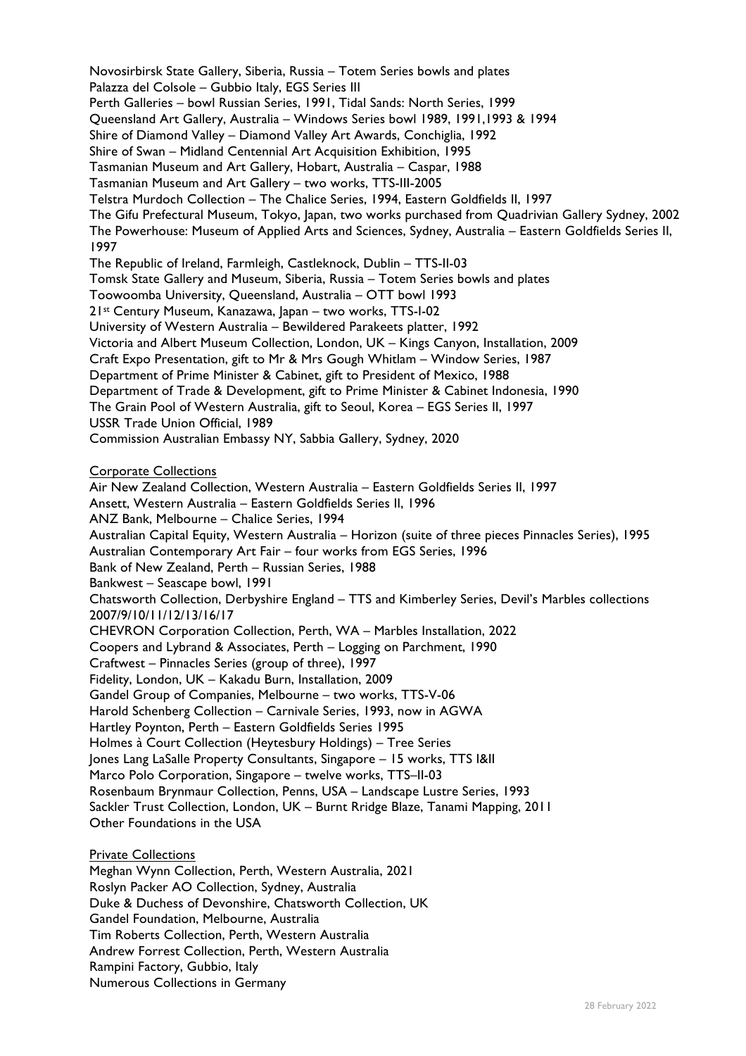Novosirbirsk State Gallery, Siberia, Russia – Totem Series bowls and plates
Palazza del Colsole – Gubbio Italy, EGS Series III
Perth Galleries – bowl Russian Series, 1991, Tidal Sands: North Series, 1999
Queensland Art Gallery, Australia – Windows Series bowl 1989, 1991,1993 & 1994
Shire of Diamond Valley – Diamond Valley Art Awards, Conchiglia, 1992
Shire of Swan – Midland Centennial Art Acquisition Exhibition, 1995
Tasmanian Museum and Art Gallery, Hobart, Australia – Caspar, 1988
Tasmanian Museum and Art Gallery – two works, TTS-III-2005
Telstra Murdoch Collection – The Chalice Series, 1994, Eastern Goldfields II, 1997
The Gifu Prefectural Museum, Tokyo, Japan, two works purchased from Quadrivian Gallery Sydney, 2002
The Powerhouse: Museum of Applied Arts and Sciences, Sydney, Australia – Eastern Goldfields Series II, 1997
The Republic of Ireland, Farmleigh, Castleknock, Dublin – TTS-II-03
Tomsk State Gallery and Museum, Siberia, Russia – Totem Series bowls and plates
Toowoomba University, Queensland, Australia – OTT bowl 1993
21st Century Museum, Kanazawa, Japan – two works, TTS-I-02
University of Western Australia – Bewildered Parakeets platter, 1992
Victoria and Albert Museum Collection, London, UK – Kings Canyon, Installation, 2009
Craft Expo Presentation, gift to Mr & Mrs Gough Whitlam – Window Series, 1987
Department of Prime Minister & Cabinet, gift to President of Mexico, 1988
Department of Trade & Development, gift to Prime Minister & Cabinet Indonesia, 1990
The Grain Pool of Western Australia, gift to Seoul, Korea – EGS Series II, 1997
USSR Trade Union Official, 1989
Commission Australian Embassy NY, Sabbia Gallery, Sydney, 2020

Corporate Collections

Air New Zealand Collection, Western Australia – Eastern Goldfields Series II, 1997
Ansett, Western Australia – Eastern Goldfields Series II, 1996
ANZ Bank, Melbourne – Chalice Series, 1994
Australian Capital Equity, Western Australia – Horizon (suite of three pieces Pinnacles Series), 1995
Australian Contemporary Art Fair – four works from EGS Series, 1996
Bank of New Zealand, Perth – Russian Series, 1988
Bankwest – Seascape bowl, 1991
Chatsworth Collection, Derbyshire England – TTS and Kimberley Series, Devil's Marbles collections 2007/9/10/11/12/13/16/17
CHEVRON Corporation Collection, Perth, WA – Marbles Installation, 2022
Coopers and Lybrand & Associates, Perth – Logging on Parchment, 1990
Craftwest – Pinnacles Series (group of three), 1997
Fidelity, London, UK – Kakadu Burn, Installation, 2009
Gandel Group of Companies, Melbourne – two works, TTS-V-06
Harold Schenberg Collection – Carnivale Series, 1993, now in AGWA
Hartley Poynton, Perth – Eastern Goldfields Series 1995
Holmes à Court Collection (Heytesbury Holdings) – Tree Series
Jones Lang LaSalle Property Consultants, Singapore – 15 works, TTS I&II
Marco Polo Corporation, Singapore – twelve works, TTS–II-03
Rosenbaum Brynmaur Collection, Penns, USA – Landscape Lustre Series, 1993
Sackler Trust Collection, London, UK – Burnt Rridge Blaze, Tanami Mapping, 2011
Other Foundations in the USA

Private Collections

Meghan Wynn Collection, Perth, Western Australia, 2021
Roslyn Packer AO Collection, Sydney, Australia
Duke & Duchess of Devonshire, Chatsworth Collection, UK
Gandel Foundation, Melbourne, Australia
Tim Roberts Collection, Perth, Western Australia
Andrew Forrest Collection, Perth, Western Australia
Rampini Factory, Gubbio, Italy
Numerous Collections in Germany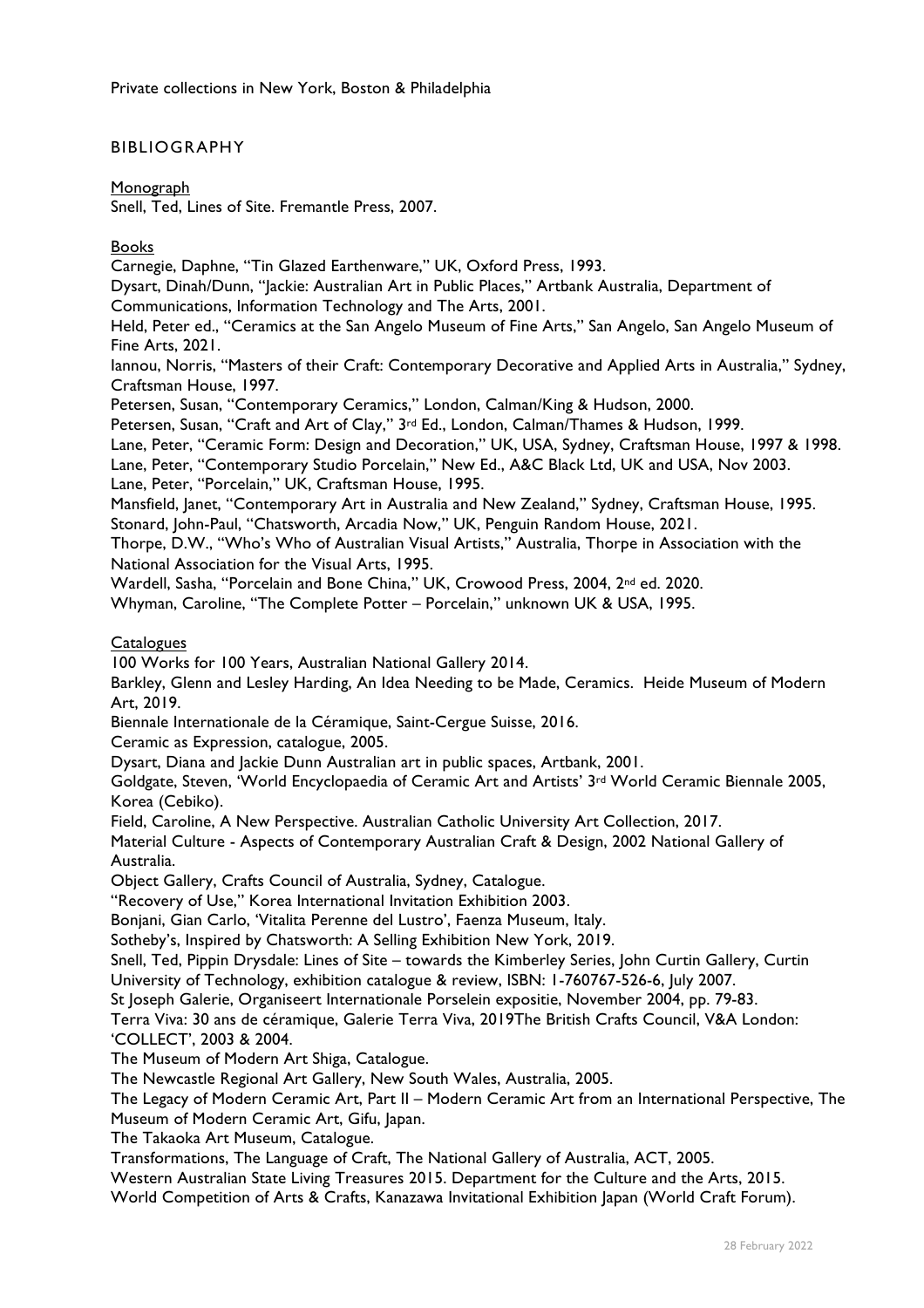Private collections in New York, Boston & Philadelphia

## BIBLIOGRAPHY

### Monograph

Snell, Ted, Lines of Site. Fremantle Press, 2007.

### Books

Carnegie, Daphne, "Tin Glazed Earthenware," UK, Oxford Press, 1993.

Dysart, Dinah/Dunn, "Jackie: Australian Art in Public Places," Artbank Australia, Department of Communications, Information Technology and The Arts, 2001.

Held, Peter ed., "Ceramics at the San Angelo Museum of Fine Arts," San Angelo, San Angelo Museum of Fine Arts, 2021.

Iannou, Norris, "Masters of their Craft: Contemporary Decorative and Applied Arts in Australia," Sydney, Craftsman House, 1997.

Petersen, Susan, "Contemporary Ceramics," London, Calman/King & Hudson, 2000.

Petersen, Susan, "Craft and Art of Clay," 3rd Ed., London, Calman/Thames & Hudson, 1999.

Lane, Peter, "Ceramic Form: Design and Decoration," UK, USA, Sydney, Craftsman House, 1997 & 1998.

Lane, Peter, "Contemporary Studio Porcelain," New Ed., A&C Black Ltd, UK and USA, Nov 2003.

Lane, Peter, "Porcelain," UK, Craftsman House, 1995.

Mansfield, Janet, "Contemporary Art in Australia and New Zealand," Sydney, Craftsman House, 1995.

Stonard, John-Paul, "Chatsworth, Arcadia Now," UK, Penguin Random House, 2021.

Thorpe, D.W., "Who's Who of Australian Visual Artists," Australia, Thorpe in Association with the National Association for the Visual Arts, 1995.

Wardell, Sasha, "Porcelain and Bone China," UK, Crowood Press, 2004, 2nd ed. 2020.

Whyman, Caroline, "The Complete Potter – Porcelain," unknown UK & USA, 1995.

### Catalogues

100 Works for 100 Years, Australian National Gallery 2014.

Barkley, Glenn and Lesley Harding, An Idea Needing to be Made, Ceramics. Heide Museum of Modern Art, 2019.

Biennale Internationale de la Céramique, Saint-Cergue Suisse, 2016.

Ceramic as Expression, catalogue, 2005.

Dysart, Diana and Jackie Dunn Australian art in public spaces, Artbank, 2001.

Goldgate, Steven, 'World Encyclopaedia of Ceramic Art and Artists' 3rd World Ceramic Biennale 2005, Korea (Cebiko).

Field, Caroline, A New Perspective. Australian Catholic University Art Collection, 2017.

Material Culture - Aspects of Contemporary Australian Craft & Design, 2002 National Gallery of Australia.

Object Gallery, Crafts Council of Australia, Sydney, Catalogue.

"Recovery of Use," Korea International Invitation Exhibition 2003.

Bonjani, Gian Carlo, 'Vitalita Perenne del Lustro', Faenza Museum, Italy.

Sotheby's, Inspired by Chatsworth: A Selling Exhibition New York, 2019.

Snell, Ted, Pippin Drysdale: Lines of Site – towards the Kimberley Series, John Curtin Gallery, Curtin University of Technology, exhibition catalogue & review, ISBN: 1-760767-526-6, July 2007.

St Joseph Galerie, Organiseert Internationale Porselein expositie, November 2004, pp. 79-83.

Terra Viva: 30 ans de céramique, Galerie Terra Viva, 2019The British Crafts Council, V&A London: 'COLLECT', 2003 & 2004.

The Museum of Modern Art Shiga, Catalogue.

The Newcastle Regional Art Gallery, New South Wales, Australia, 2005.

The Legacy of Modern Ceramic Art, Part II – Modern Ceramic Art from an International Perspective, The Museum of Modern Ceramic Art, Gifu, Japan.

The Takaoka Art Museum, Catalogue.

Transformations, The Language of Craft, The National Gallery of Australia, ACT, 2005.

Western Australian State Living Treasures 2015. Department for the Culture and the Arts, 2015.

World Competition of Arts & Crafts, Kanazawa Invitational Exhibition Japan (World Craft Forum).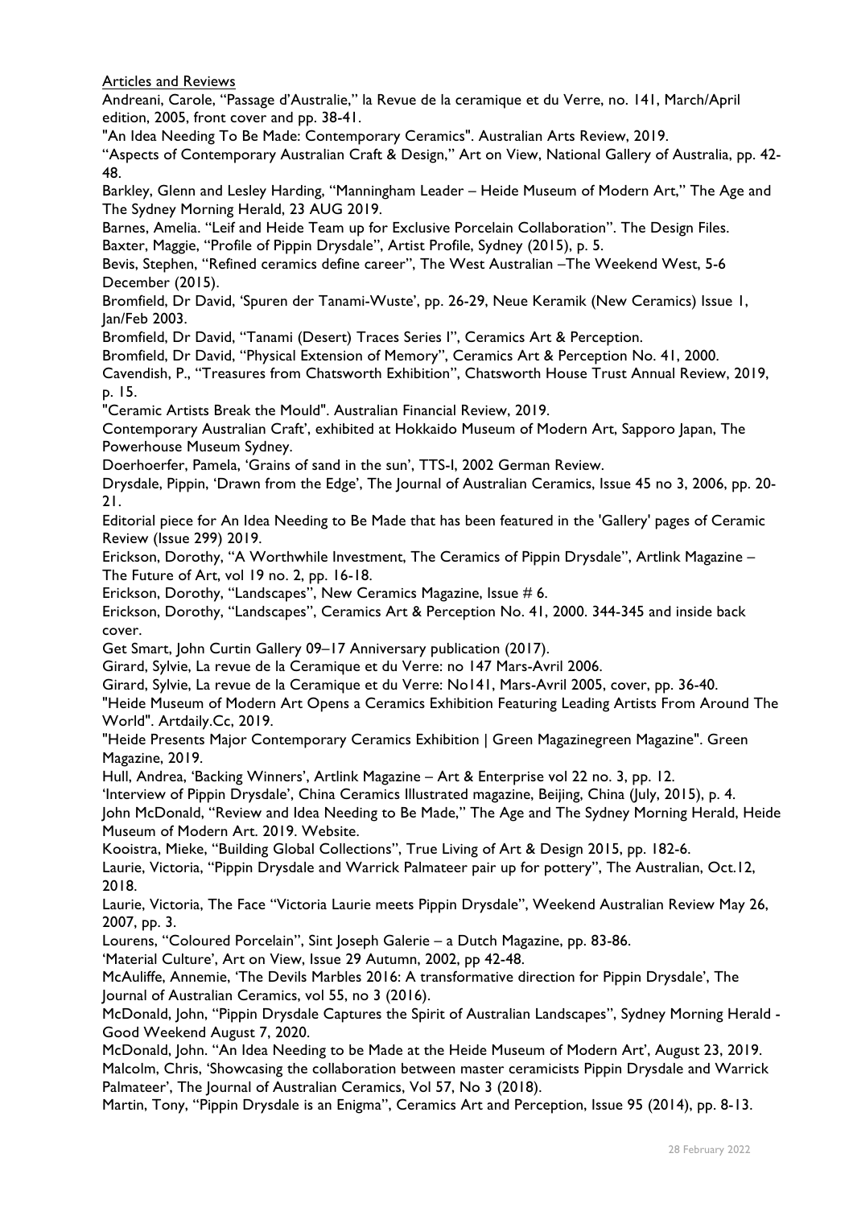Articles and Reviews

Andreani, Carole, "Passage d'Australie," la Revue de la ceramique et du Verre, no. 141, March/April edition, 2005, front cover and pp. 38-41.

"An Idea Needing To Be Made: Contemporary Ceramics". Australian Arts Review, 2019.

"Aspects of Contemporary Australian Craft & Design," Art on View, National Gallery of Australia, pp. 42-48.

Barkley, Glenn and Lesley Harding, "Manningham Leader – Heide Museum of Modern Art," The Age and The Sydney Morning Herald, 23 AUG 2019.

Barnes, Amelia. "Leif and Heide Team up for Exclusive Porcelain Collaboration". The Design Files.

Baxter, Maggie, "Profile of Pippin Drysdale", Artist Profile, Sydney (2015), p. 5.

Bevis, Stephen, "Refined ceramics define career", The West Australian –The Weekend West, 5-6 December (2015).

Bromfield, Dr David, 'Spuren der Tanami-Wuste', pp. 26-29, Neue Keramik (New Ceramics) Issue 1, Jan/Feb 2003.

Bromfield, Dr David, "Tanami (Desert) Traces Series I", Ceramics Art & Perception.

Bromfield, Dr David, "Physical Extension of Memory", Ceramics Art & Perception No. 41, 2000.

Cavendish, P., "Treasures from Chatsworth Exhibition", Chatsworth House Trust Annual Review, 2019, p. 15.

"Ceramic Artists Break the Mould". Australian Financial Review, 2019.

Contemporary Australian Craft', exhibited at Hokkaido Museum of Modern Art, Sapporo Japan, The Powerhouse Museum Sydney.

Doerhoerfer, Pamela, 'Grains of sand in the sun', TTS-I, 2002 German Review.

Drysdale, Pippin, 'Drawn from the Edge', The Journal of Australian Ceramics, Issue 45 no 3, 2006, pp. 20-21.

Editorial piece for An Idea Needing to Be Made that has been featured in the 'Gallery' pages of Ceramic Review (Issue 299) 2019.

Erickson, Dorothy, "A Worthwhile Investment, The Ceramics of Pippin Drysdale", Artlink Magazine – The Future of Art, vol 19 no. 2, pp. 16-18.

Erickson, Dorothy, "Landscapes", New Ceramics Magazine, Issue # 6.

Erickson, Dorothy, "Landscapes", Ceramics Art & Perception No. 41, 2000. 344-345 and inside back cover.

Get Smart, John Curtin Gallery 09–17 Anniversary publication (2017).

Girard, Sylvie, La revue de la Ceramique et du Verre: no 147 Mars-Avril 2006.

Girard, Sylvie, La revue de la Ceramique et du Verre: No141, Mars-Avril 2005, cover, pp. 36-40.

"Heide Museum of Modern Art Opens a Ceramics Exhibition Featuring Leading Artists From Around The World". Artdaily.Cc, 2019.

"Heide Presents Major Contemporary Ceramics Exhibition | Green Magazinegreen Magazine". Green Magazine, 2019.

Hull, Andrea, 'Backing Winners', Artlink Magazine – Art & Enterprise vol 22 no. 3, pp. 12.

'Interview of Pippin Drysdale', China Ceramics Illustrated magazine, Beijing, China (July, 2015), p. 4.

John McDonald, "Review and Idea Needing to Be Made," The Age and The Sydney Morning Herald, Heide Museum of Modern Art. 2019. Website.

Kooistra, Mieke, "Building Global Collections", True Living of Art & Design 2015, pp. 182-6.

Laurie, Victoria, "Pippin Drysdale and Warrick Palmateer pair up for pottery", The Australian, Oct.12, 2018.

Laurie, Victoria, The Face "Victoria Laurie meets Pippin Drysdale", Weekend Australian Review May 26, 2007, pp. 3.

Lourens, "Coloured Porcelain", Sint Joseph Galerie – a Dutch Magazine, pp. 83-86.

'Material Culture', Art on View, Issue 29 Autumn, 2002, pp 42-48.

McAuliffe, Annemie, 'The Devils Marbles 2016: A transformative direction for Pippin Drysdale', The Journal of Australian Ceramics, vol 55, no 3 (2016).

McDonald, John, "Pippin Drysdale Captures the Spirit of Australian Landscapes", Sydney Morning Herald - Good Weekend August 7, 2020.

McDonald, John. "An Idea Needing to be Made at the Heide Museum of Modern Art', August 23, 2019.

Malcolm, Chris, 'Showcasing the collaboration between master ceramicists Pippin Drysdale and Warrick Palmateer', The Journal of Australian Ceramics, Vol 57, No 3 (2018).

Martin, Tony, "Pippin Drysdale is an Enigma", Ceramics Art and Perception, Issue 95 (2014), pp. 8-13.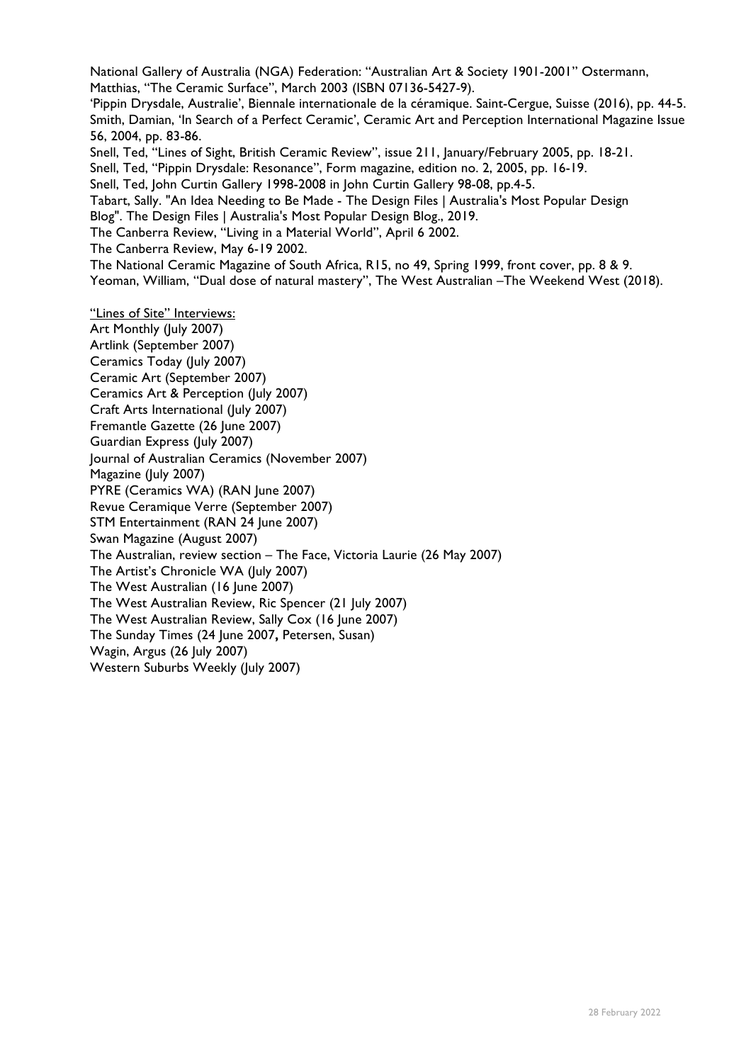National Gallery of Australia (NGA) Federation: "Australian Art & Society 1901-2001" Ostermann, Matthias, "The Ceramic Surface", March 2003 (ISBN 07136-5427-9).

'Pippin Drysdale, Australie', Biennale internationale de la céramique. Saint-Cergue, Suisse (2016), pp. 44-5.

Smith, Damian, 'In Search of a Perfect Ceramic', Ceramic Art and Perception International Magazine Issue 56, 2004, pp. 83-86.

Snell, Ted, "Lines of Sight, British Ceramic Review", issue 211, January/February 2005, pp. 18-21.

Snell, Ted, "Pippin Drysdale: Resonance", Form magazine, edition no. 2, 2005, pp. 16-19.

Snell, Ted, John Curtin Gallery 1998-2008 in John Curtin Gallery 98-08, pp.4-5.

Tabart, Sally. "An Idea Needing to Be Made - The Design Files | Australia's Most Popular Design Blog". The Design Files | Australia's Most Popular Design Blog., 2019.

The Canberra Review, "Living in a Material World", April 6 2002.

The Canberra Review, May 6-19 2002.

The National Ceramic Magazine of South Africa, R15, no 49, Spring 1999, front cover, pp. 8 & 9.

Yeoman, William, "Dual dose of natural mastery", The West Australian –The Weekend West (2018).

<u>"Lines of Site" Interviews:</u>

Art Monthly (July 2007)
Artlink (September 2007)
Ceramics Today (July 2007)
Ceramic Art (September 2007)
Ceramics Art & Perception (July 2007)
Craft Arts International (July 2007)
Fremantle Gazette (26 June 2007)
Guardian Express (July 2007)
Journal of Australian Ceramics (November 2007)
Magazine (July 2007)
PYRE (Ceramics WA) (RAN June 2007)
Revue Ceramique Verre (September 2007)
STM Entertainment (RAN 24 June 2007)
Swan Magazine (August 2007)
The Australian, review section – The Face, Victoria Laurie (26 May 2007)
The Artist's Chronicle WA (July 2007)
The West Australian (16 June 2007)
The West Australian Review, Ric Spencer (21 July 2007)
The West Australian Review, Sally Cox (16 June 2007)
The Sunday Times (24 June 2007**,** Petersen, Susan)
Wagin, Argus (26 July 2007)
Western Suburbs Weekly (July 2007)